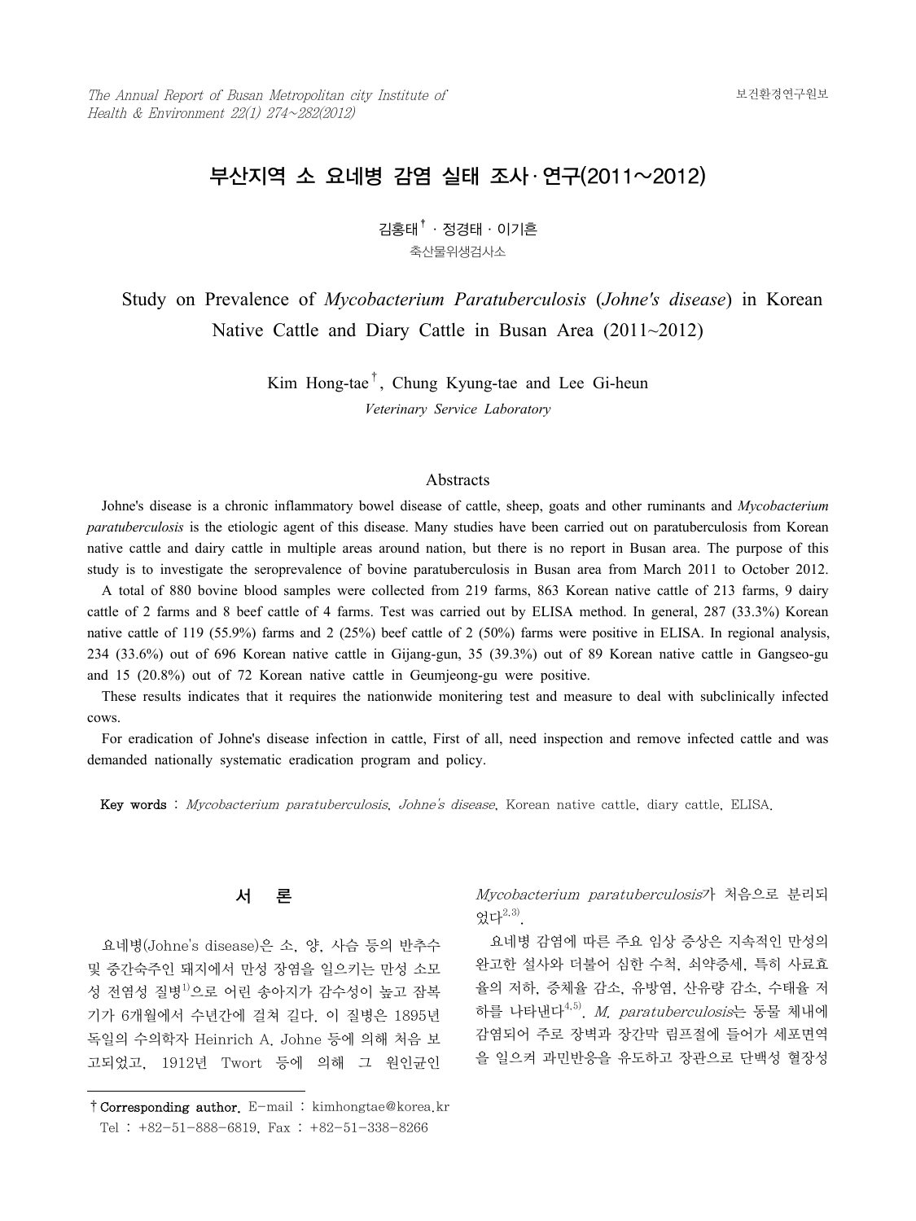# 부산지역 소 요네병 감염 실태 조사·연구(2011~2012)

김홍태[†] · 정경태 · 이기흔

축산물위생검사소

## Study on Prevalence of *Mycobacterium Paratuberculosis* (*Johne's disease*) in Korean Native Cattle and Diary Cattle in Busan Area (2011~2012)

Kim Hong-tae[†], Chung Kyung-tae and Lee Gi-heun

*Veterinary Service Laboratory*

### Abstracts

Johne's disease is a chronic inflammatory bowel disease of cattle, sheep, goats and other ruminants and *Mycobacterium paratuberculosis* is the etiologic agent of this disease. Many studies have been carried out on paratuberculosis from Korean native cattle and dairy cattle in multiple areas around nation, but there is no report in Busan area. The purpose of this study is to investigate the seroprevalence of bovine paratuberculosis in Busan area from March 2011 to October 2012.

A total of 880 bovine blood samples were collected from 219 farms, 863 Korean native cattle of 213 farms, 9 dairy cattle of 2 farms and 8 beef cattle of 4 farms. Test was carried out by ELISA method. In general, 287 (33.3%) Korean native cattle of 119 (55.9%) farms and 2 (25%) beef cattle of 2 (50%) farms were positive in ELISA. In regional analysis, 234 (33.6%) out of 696 Korean native cattle in Gijang-gun, 35 (39.3%) out of 89 Korean native cattle in Gangseo-gu and 15 (20.8%) out of 72 Korean native cattle in Geumjeong-gu were positive.

These results indicates that it requires the nationwide monitering test and measure to deal with subclinically infected cows.

For eradication of Johne's disease infection in cattle, First of all, need inspection and remove infected cattle and was demanded nationally systematic eradication program and policy.

**Key words** : *Mycobacterium paratuberculosis*, *Johne's disease*, Korean native cattle, diary cattle, ELISA.

## 서 론

요네병(Johne's disease)은 소, 양, 사슴 등의 반추수 및 중간숙주인 돼지에서 만성 장염을 일으키는 만성 소모성 전염성 질병[1)]으로 어린 송아지가 감수성이 높고 잠복기가 6개월에서 수년간에 걸쳐 길다. 이 질병은 1895년 독일의 수의학자 Heinrich A. Johne 등에 의해 처음 보고되었고, 1912년 Twort 등에 의해 그 원인균인 *Mycobacterium paratuberculosis*가 처음으로 분리되었다[2,3)].

요네병 감염에 따른 주요 임상 증상은 지속적인 만성의 완고한 설사와 더불어 심한 수척, 쇠약증세, 특히 사료효율의 저하, 증체율 감소, 유방염, 산유량 감소, 수태율 저하를 나타낸다[4,5)]. *M. paratuberculosis*는 동물 체내에 감염되어 주로 장벽과 장간막 림프절에 들어가 세포면역을 일으켜 과민반응을 유도하고 장관으로 단백성 혈장성

---

† **Corresponding author.** E-mail : kimhongtae@korea.kr
Tel : +82-51-888-6819, Fax : +82-51-338-8266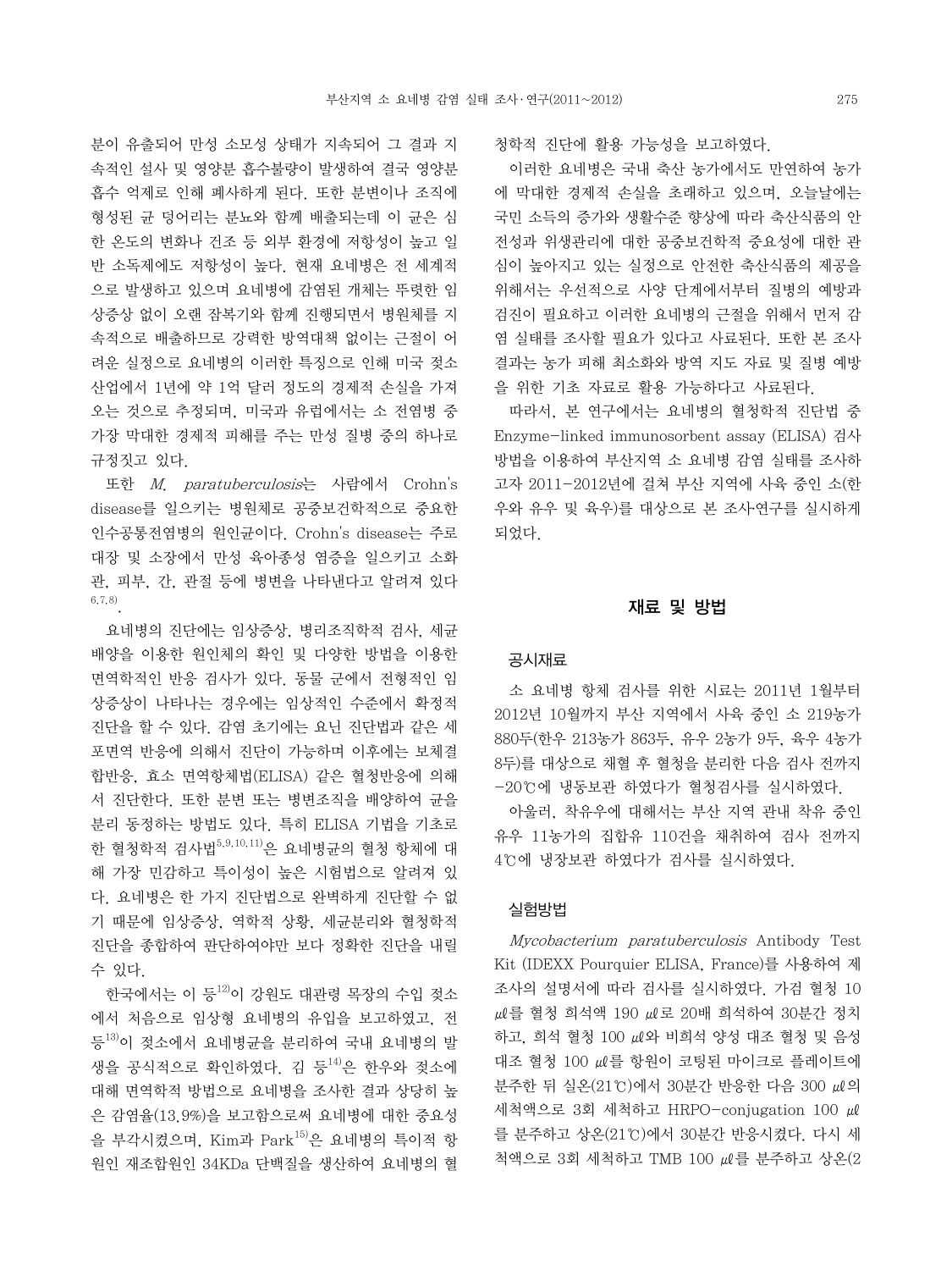분이 유출되어 만성 소모성 상태가 지속되어 그 결과 지속적인 설사 및 영양분 흡수불량이 발생하여 결국 영양분 흡수 억제로 인해 폐사하게 된다. 또한 분변이나 조직에 형성된 균 덩어리는 분뇨와 함께 배출되는데 이 균은 심한 온도의 변화나 건조 등 외부 환경에 저항성이 높고 일반 소독제에도 저항성이 높다. 현재 요네병은 전 세계적으로 발생하고 있으며 요네병에 감염된 개체는 뚜렷한 임상증상 없이 오랜 잠복기와 함께 진행되면서 병원체를 지속적으로 배출하므로 강력한 방역대책 없이는 근절이 어려운 실정으로 요네병의 이러한 특징으로 인해 미국 젖소 산업에서 1년에 약 1억 달러 정도의 경제적 손실을 가져오는 것으로 추정되며, 미국과 유럽에서는 소 전염병 중 가장 막대한 경제적 피해를 주는 만성 질병 중의 하나로 규정짓고 있다.

또한 *M. paratuberculosis*는 사람에서 Crohn's disease를 일으키는 병원체로 공중보건학적으로 중요한 인수공통전염병의 원인균이다. Crohn's disease는 주로 대장 및 소장에서 만성 육아종성 염증을 일으키고 소화관, 피부, 간, 관절 등에 병변을 나타낸다고 알려져 있다[6,7,8].

요네병의 진단에는 임상증상, 병리조직학적 검사, 세균배양을 이용한 원인체의 확인 및 다양한 방법을 이용한 면역학적인 반응 검사가 있다. 동물 군에서 전형적인 임상증상이 나타나는 경우에는 임상적인 수준에서 확정적 진단을 할 수 있다. 감염 초기에는 요닌 진단법과 같은 세포면역 반응에 의해서 진단이 가능하며 이후에는 보체결합반응, 효소 면역항체법(ELISA) 같은 혈청반응에 의해서 진단한다. 또한 분변 또는 병변조직을 배양하여 균을 분리 동정하는 방법도 있다. 특히 ELISA 기법을 기초로 한 혈청학적 검사법[5,9,10,11]은 요네병균의 혈청 항체에 대해 가장 민감하고 특이성이 높은 시험법으로 알려져 있다. 요네병은 한 가지 진단법으로 완벽하게 진단할 수 없기 때문에 임상증상, 역학적 상황, 세균분리와 혈청학적 진단을 종합하여 판단하여야만 보다 정확한 진단을 내릴 수 있다.

한국에서는 이 등[12]이 강원도 대관령 목장의 수입 젖소에서 처음으로 임상형 요네병의 유입을 보고하였고, 전 등[13]이 젖소에서 요네병균을 분리하여 국내 요네병의 발생을 공식적으로 확인하였다. 김 등[14]은 한우와 젖소에 대해 면역학적 방법으로 요네병을 조사한 결과 상당히 높은 감염율(13.9%)을 보고함으로써 요네병에 대한 중요성을 부각시켰으며, Kim과 Park[15]은 요네병의 특이적 항원인 재조합원인 34KDa 단백질을 생산하여 요네병의 혈청학적 진단에 활용 가능성을 보고하였다.

이러한 요네병은 국내 축산 농가에서도 만연하여 농가에 막대한 경제적 손실을 초래하고 있으며, 오늘날에는 국민 소득의 증가와 생활수준 향상에 따라 축산식품의 안전성과 위생관리에 대한 공중보건학적 중요성에 대한 관심이 높아지고 있는 실정으로 안전한 축산식품의 제공을 위해서는 우선적으로 사양 단계에서부터 질병의 예방과 검진이 필요하고 이러한 요네병의 근절을 위해서 먼저 감염 실태를 조사할 필요가 있다고 사료된다. 또한 본 조사 결과는 농가 피해 최소화와 방역 지도 자료 및 질병 예방을 위한 기초 자료로 활용 가능하다고 사료된다.

따라서, 본 연구에서는 요네병의 혈청학적 진단법 중 Enzyme-linked immunosorbent assay (ELISA) 검사 방법을 이용하여 부산지역 소 요네병 감염 실태를 조사하고자 2011-2012년에 걸쳐 부산 지역에 사육 중인 소(한우와 유우 및 육우)를 대상으로 본 조사연구를 실시하게 되었다.

## 재료 및 방법

### 공시재료

소 요네병 항체 검사를 위한 시료는 2011년 1월부터 2012년 10월까지 부산 지역에서 사육 중인 소 219농가 880두(한우 213농가 863두, 유우 2농가 9두, 육우 4농가 8두)를 대상으로 채혈 후 혈청을 분리한 다음 검사 전까지 -20℃에 냉동보관 하였다가 혈청검사를 실시하였다.

아울러, 착유우에 대해서는 부산 지역 관내 착유 중인 유우 11농가의 집합유 110건을 채취하여 검사 전까지 4℃에 냉장보관 하였다가 검사를 실시하였다.

### 실험방법

*Mycobacterium paratuberculosis* Antibody Test Kit (IDEXX Pourquier ELISA, France)를 사용하여 제조사의 설명서에 따라 검사를 실시하였다. 가검 혈청 10 ㎕를 혈청 희석액 190 ㎕로 20배 희석하여 30분간 정치하고, 희석 혈청 100 ㎕와 비희석 양성 대조 혈청 및 음성 대조 혈청 100 ㎕를 항원이 코팅된 마이크로 플레이트에 분주한 뒤 실온(21℃)에서 30분간 반응한 다음 300 ㎕의 세척액으로 3회 세척하고 HRPO-conjugation 100 ㎕를 분주하고 상온(21℃)에서 30분간 반응시켰다. 다시 세척액으로 3회 세척하고 TMB 100 ㎕를 분주하고 상온(2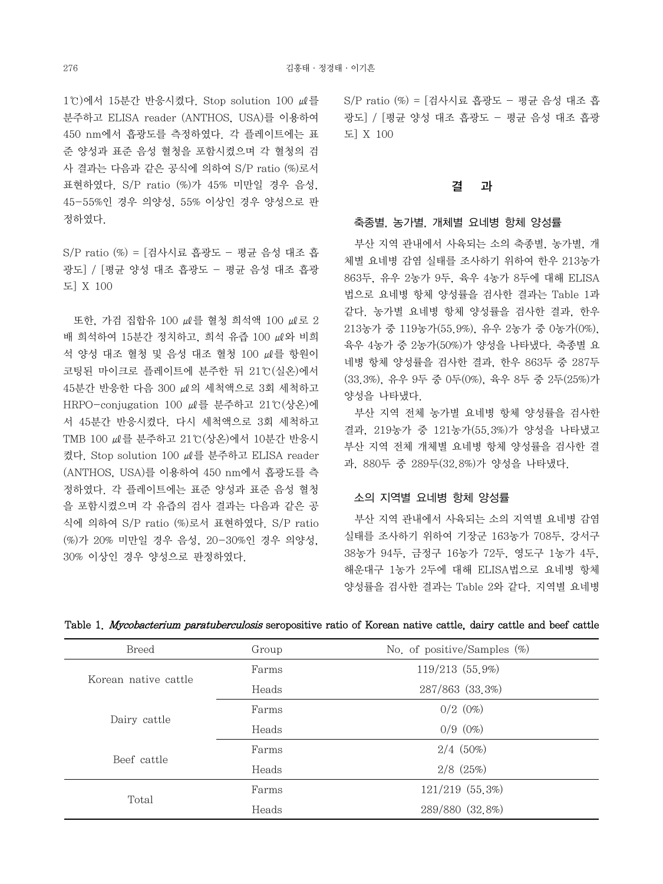1℃)에서 15분간 반응시켰다. Stop solution 100 ㎕를 분주하고 ELISA reader (ANTHOS, USA)를 이용하여 450 nm에서 흡광도를 측정하였다. 각 플레이트에는 표준 양성과 표준 음성 혈청을 포함시켰으며 각 혈청의 검사 결과는 다음과 같은 공식에 의하여 S/P ratio (%)로서 표현하였다. S/P ratio (%)가 45% 미만일 경우 음성, 45-55%인 경우 의양성, 55% 이상인 경우 양성으로 판정하였다.

S/P ratio (%) = [검사시료 흡광도 − 평균 음성 대조 흡광도] / [평균 양성 대조 흡광도 − 평균 음성 대조 흡광도] X 100

또한, 가검 집합유 100 ㎕를 혈청 희석액 100 ㎕로 2배 희석하여 15분간 정치하고, 희석 유즙 100 ㎕와 비희석 양성 대조 혈청 및 음성 대조 혈청 100 ㎕를 항원이 코팅된 마이크로 플레이트에 분주한 뒤 21℃(실온)에서 45분간 반응한 다음 300 ㎕의 세척액으로 3회 세척하고 HRPO-conjugation 100 ㎕를 분주하고 21℃(상온)에서 45분간 반응시켰다. 다시 세척액으로 3회 세척하고 TMB 100 ㎕를 분주하고 21℃(상온)에서 10분간 반응시켰다. Stop solution 100 ㎕를 분주하고 ELISA reader (ANTHOS, USA)를 이용하여 450 nm에서 흡광도를 측정하였다. 각 플레이트에는 표준 양성과 표준 음성 혈청을 포함시켰으며 각 유즙의 검사 결과는 다음과 같은 공식에 의하여 S/P ratio (%)로서 표현하였다. S/P ratio (%)가 20% 미만일 경우 음성, 20-30%인 경우 의양성, 30% 이상인 경우 양성으로 판정하였다.

S/P ratio (%) = [검사시료 흡광도 − 평균 음성 대조 흡광도] / [평균 양성 대조 흡광도 − 평균 음성 대조 흡광도] X 100

## 결 과

### 축종별, 농가별, 개체별 요네병 항체 양성률

부산 지역 관내에서 사육되는 소의 축종별, 농가별, 개체별 요네병 감염 실태를 조사하기 위하여 한우 213농가 863두, 유우 2농가 9두, 육우 4농가 8두에 대해 ELISA법으로 요네병 항체 양성률을 검사한 결과는 Table 1과 같다. 농가별 요네병 항체 양성률을 검사한 결과, 한우 213농가 중 119농가(55.9%), 유우 2농가 중 0농가(0%), 육우 4농가 중 2농가(50%)가 양성을 나타냈다. 축종별 요네병 항체 양성률을 검사한 결과, 한우 863두 중 287두(33.3%), 유우 9두 중 0두(0%), 육우 8두 중 2두(25%)가 양성을 나타냈다.

부산 지역 전체 농가별 요네병 항체 양성률을 검사한 결과, 219농가 중 121농가(55.3%)가 양성을 나타냈고 부산 지역 전체 개체별 요네병 항체 양성률을 검사한 결과, 880두 중 289두(32.8%)가 양성을 나타냈다.

### 소의 지역별 요네병 항체 양성률

부산 지역 관내에서 사육되는 소의 지역별 요네병 감염 실태를 조사하기 위하여 기장군 163농가 708두, 강서구 38농가 94두, 금정구 16농가 72두, 영도구 1농가 4두, 해운대구 1농가 2두에 대해 ELISA법으로 요네병 항체 양성률을 검사한 결과는 Table 2와 같다. 지역별 요네병

Table 1. *Mycobacterium paratuberculosis* seropositive ratio of Korean native cattle, dairy cattle and beef cattle

| Breed | Group | No. of positive/Samples (%) |
|---|---|---|
| Korean native cattle | Farms | 119/213 (55.9%) |
| | Heads | 287/863 (33.3%) |
| Dairy cattle | Farms | 0/2 (0%) |
| | Heads | 0/9 (0%) |
| Beef cattle | Farms | 2/4 (50%) |
| | Heads | 2/8 (25%) |
| Total | Farms | 121/219 (55.3%) |
| | Heads | 289/880 (32.8%) |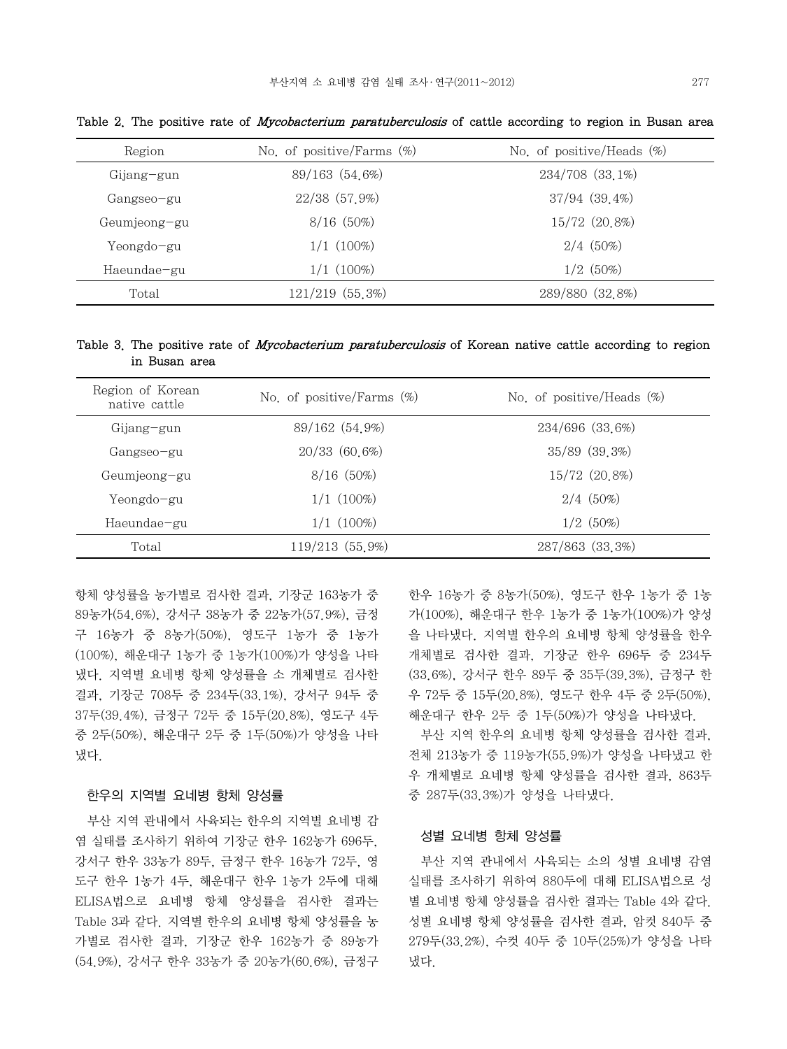Table 2. The positive rate of *Mycobacterium paratuberculosis* of cattle according to region in Busan area

| Region | No. of positive/Farms (%) | No. of positive/Heads (%) |
|---|---|---|
| Gijang-gun | 89/163 (54.6%) | 234/708 (33.1%) |
| Gangseo-gu | 22/38 (57.9%) | 37/94 (39.4%) |
| Geumjeong-gu | 8/16 (50%) | 15/72 (20.8%) |
| Yeongdo-gu | 1/1 (100%) | 2/4 (50%) |
| Haeundae-gu | 1/1 (100%) | 1/2 (50%) |
| Total | 121/219 (55.3%) | 289/880 (32.8%) |

Table 3. The positive rate of *Mycobacterium paratuberculosis* of Korean native cattle according to region in Busan area

| Region of Korean native cattle | No. of positive/Farms (%) | No. of positive/Heads (%) |
|---|---|---|
| Gijang-gun | 89/162 (54.9%) | 234/696 (33.6%) |
| Gangseo-gu | 20/33 (60.6%) | 35/89 (39.3%) |
| Geumjeong-gu | 8/16 (50%) | 15/72 (20.8%) |
| Yeongdo-gu | 1/1 (100%) | 2/4 (50%) |
| Haeundae-gu | 1/1 (100%) | 1/2 (50%) |
| Total | 119/213 (55.9%) | 287/863 (33.3%) |

항체 양성률을 농가별로 검사한 결과, 기장군 163농가 중 89농가(54.6%), 강서구 38농가 중 22농가(57.9%), 금정구 16농가 중 8농가(50%), 영도구 1농가 중 1농가(100%), 해운대구 1농가 중 1농가(100%)가 양성을 나타냈다. 지역별 요네병 항체 양성률을 소 개체별로 검사한 결과, 기장군 708두 중 234두(33.1%), 강서구 94두 중 37두(39.4%), 금정구 72두 중 15두(20.8%), 영도구 4두 중 2두(50%), 해운대구 2두 중 1두(50%)가 양성을 나타냈다.

### 한우의 지역별 요네병 항체 양성률

부산 지역 관내에서 사육되는 한우의 지역별 요네병 감염 실태를 조사하기 위하여 기장군 한우 162농가 696두, 강서구 한우 33농가 89두, 금정구 한우 16농가 72두, 영도구 한우 1농가 4두, 해운대구 한우 1농가 2두에 대해 ELISA법으로 요네병 항체 양성률을 검사한 결과는 Table 3과 같다. 지역별 한우의 요네병 항체 양성률을 농가별로 검사한 결과, 기장군 한우 162농가 중 89농가(54.9%), 강서구 한우 33농가 중 20농가(60.6%), 금정구 한우 16농가 중 8농가(50%), 영도구 한우 1농가 중 1농가(100%), 해운대구 한우 1농가 중 1농가(100%)가 양성을 나타냈다. 지역별 한우의 요네병 항체 양성률을 한우 개체별로 검사한 결과, 기장군 한우 696두 중 234두(33.6%), 강서구 한우 89두 중 35두(39.3%), 금정구 한우 72두 중 15두(20.8%), 영도구 한우 4두 중 2두(50%), 해운대구 한우 2두 중 1두(50%)가 양성을 나타냈다.

부산 지역 한우의 요네병 항체 양성률을 검사한 결과, 전체 213농가 중 119농가(55.9%)가 양성을 나타냈고 한우 개체별로 요네병 항체 양성률을 검사한 결과, 863두 중 287두(33.3%)가 양성을 나타냈다.

### 성별 요네병 항체 양성률

부산 지역 관내에서 사육되는 소의 성별 요네병 감염 실태를 조사하기 위하여 880두에 대해 ELISA법으로 성별 요네병 항체 양성률을 검사한 결과는 Table 4와 같다. 성별 요네병 항체 양성률을 검사한 결과, 암컷 840두 중 279두(33.2%), 수컷 40두 중 10두(25%)가 양성을 나타냈다.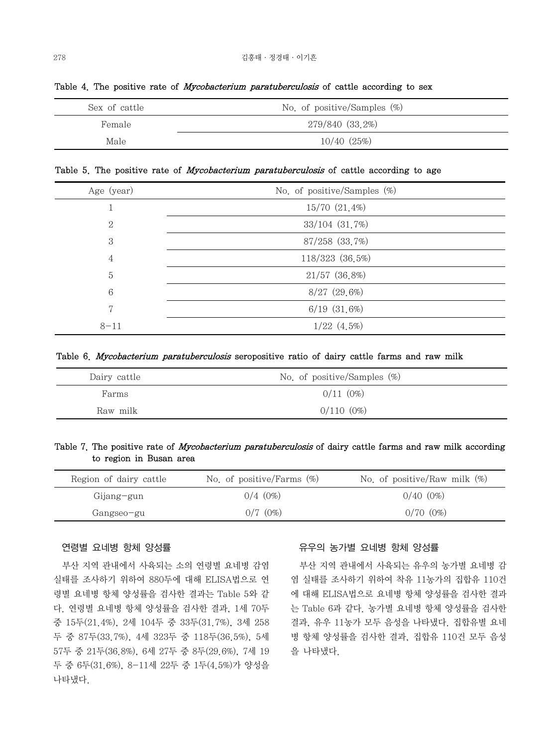Table 4. The positive rate of *Mycobacterium paratuberculosis* of cattle according to sex

| Sex of cattle | No. of positive/Samples (%) |
|---|---|
| Female | 279/840 (33.2%) |
| Male | 10/40 (25%) |

Table 5. The positive rate of *Mycobacterium paratuberculosis* of cattle according to age

| Age (year) | No. of positive/Samples (%) |
|---|---|
| 1 | 15/70 (21.4%) |
| 2 | 33/104 (31.7%) |
| 3 | 87/258 (33.7%) |
| 4 | 118/323 (36.5%) |
| 5 | 21/57 (36.8%) |
| 6 | 8/27 (29.6%) |
| 7 | 6/19 (31.6%) |
| 8–11 | 1/22 (4.5%) |

Table 6. *Mycobacterium paratuberculosis* seropositive ratio of dairy cattle farms and raw milk

| Dairy cattle | No. of positive/Samples (%) |
|---|---|
| Farms | 0/11 (0%) |
| Raw milk | 0/110 (0%) |

Table 7. The positive rate of *Mycobacterium paratuberculosis* of dairy cattle farms and raw milk according to region in Busan area

| Region of dairy cattle | No. of positive/Farms (%) | No. of positive/Raw milk (%) |
|---|---|---|
| Gijang-gun | 0/4 (0%) | 0/40 (0%) |
| Gangseo-gu | 0/7 (0%) | 0/70 (0%) |

### 연령별 요네병 항체 양성률

부산 지역 관내에서 사육되는 소의 연령별 요네병 감염 실태를 조사하기 위하여 880두에 대해 ELISA법으로 연령별 요네병 항체 양성률을 검사한 결과는 Table 5와 같다. 연령별 요네병 항체 양성률을 검사한 결과, 1세 70두 중 15두(21.4%), 2세 104두 중 33두(31.7%), 3세 258두 중 87두(33.7%), 4세 323두 중 118두(36.5%), 5세 57두 중 21두(36.8%), 6세 27두 중 8두(29.6%), 7세 19두 중 6두(31.6%), 8-11세 22두 중 1두(4.5%)가 양성을 나타냈다.

### 유우의 농가별 요네병 항체 양성률

부산 지역 관내에서 사육되는 유우의 농가별 요네병 감염 실태를 조사하기 위하여 착유 11농가의 집합유 110건에 대해 ELISA법으로 요네병 항체 양성률을 검사한 결과는 Table 6과 같다. 농가별 요네병 항체 양성률을 검사한 결과, 유우 11농가 모두 음성을 나타냈다. 집합유별 요네병 항체 양성률을 검사한 결과, 집합유 110건 모두 음성을 나타냈다.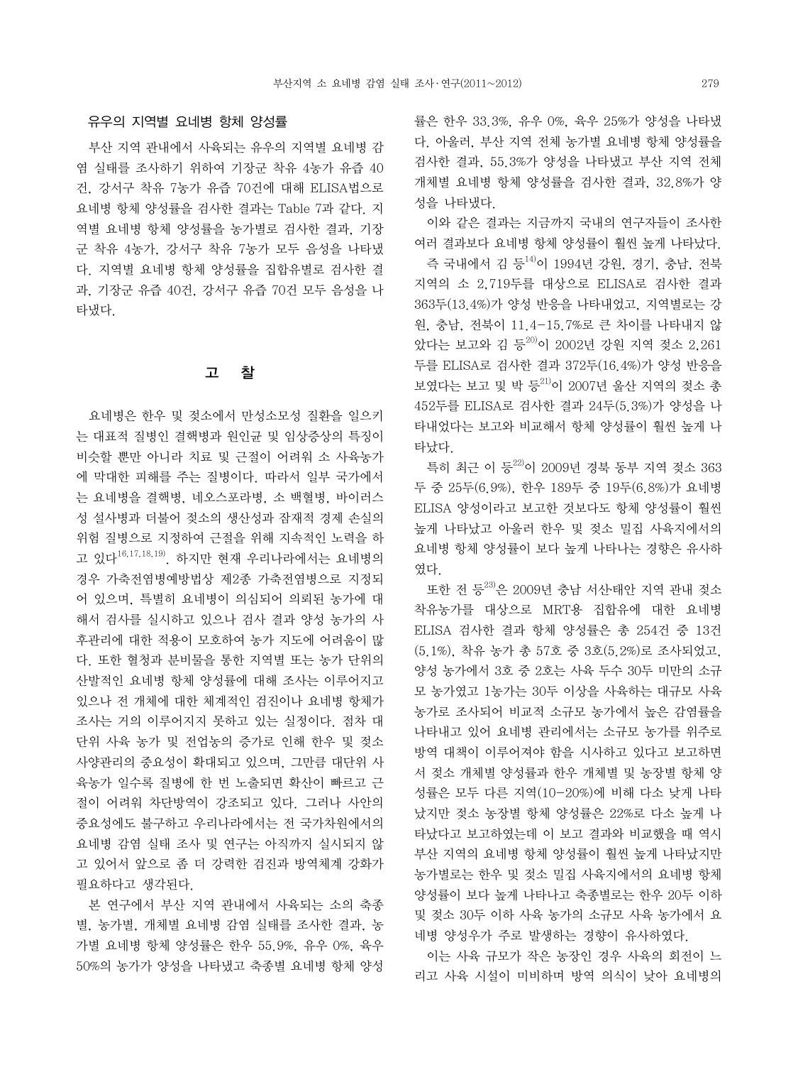### 유우의 지역별 요네병 항체 양성률

부산 지역 관내에서 사육되는 유우의 지역별 요네병 감염 실태를 조사하기 위하여 기장군 착유 4농가 유즙 40건, 강서구 착유 7농가 유즙 70건에 대해 ELISA법으로 요네병 항체 양성률을 검사한 결과는 Table 7과 같다. 지역별 요네병 항체 양성률을 농가별로 검사한 결과, 기장군 착유 4농가, 강서구 착유 7농가 모두 음성을 나타냈다. 지역별 요네병 항체 양성률을 집합유별로 검사한 결과, 기장군 유즙 40건, 강서구 유즙 70건 모두 음성을 나타냈다.

## 고 찰

요네병은 한우 및 젖소에서 만성소모성 질환을 일으키는 대표적 질병인 결핵병과 원인균 및 임상증상의 특징이 비슷할 뿐만 아니라 치료 및 근절이 어려워 소 사육농가에 막대한 피해를 주는 질병이다. 따라서 일부 국가에서는 요네병을 결핵병, 네오스포라병, 소 백혈병, 바이러스성 설사병과 더불어 젖소의 생산성과 잠재적 경제 손실의 위험 질병으로 지정하여 근절을 위해 지속적인 노력을 하고 있다[16,17,18,19]. 하지만 현재 우리나라에서는 요네병의 경우 가축전염병예방법상 제2종 가축전염병으로 지정되어 있으며, 특별히 요네병이 의심되어 의뢰된 농가에 대해서 검사를 실시하고 있으나 검사 결과 양성 농가의 사후관리에 대한 적용이 모호하여 농가 지도에 어려움이 많다. 또한 혈청과 분비물을 통한 지역별 또는 농가 단위의 산발적인 요네병 항체 양성률에 대해 조사는 이루어지고 있으나 전 개체에 대한 체계적인 검진이나 요네병 항체가 조사는 거의 이루어지지 못하고 있는 실정이다. 점차 대단위 사육 농가 및 전업농의 증가로 인해 한우 및 젖소 사양관리의 중요성이 확대되고 있으며, 그만큼 대단위 사육농가 일수록 질병에 한 번 노출되면 확산이 빠르고 근절이 어려워 차단방역이 강조되고 있다. 그러나 사안의 중요성에도 불구하고 우리나라에서는 전 국가차원에서의 요네병 감염 실태 조사 및 연구는 아직까지 실시되지 않고 있어서 앞으로 좀 더 강력한 검진과 방역체계 강화가 필요하다고 생각된다.

본 연구에서 부산 지역 관내에서 사육되는 소의 축종별, 농가별, 개체별 요네병 감염 실태를 조사한 결과, 농가별 요네병 항체 양성률은 한우 55.9%, 유우 0%, 육우 50%의 농가가 양성을 나타냈고 축종별 요네병 항체 양성률은 한우 33.3%, 유우 0%, 육우 25%가 양성을 나타냈다. 아울러, 부산 지역 전체 농가별 요네병 항체 양성률을 검사한 결과, 55.3%가 양성을 나타냈고 부산 지역 전체 개체별 요네병 항체 양성률을 검사한 결과, 32.8%가 양성을 나타냈다.

이와 같은 결과는 지금까지 국내의 연구자들이 조사한 여러 결과보다 요네병 항체 양성률이 훨씬 높게 나타났다. 즉 국내에서 김 등[14]이 1994년 강원, 경기, 충남, 전북 지역의 소 2,719두를 대상으로 ELISA로 검사한 결과 363두(13.4%)가 양성 반응을 나타내었고, 지역별로는 강원, 충남, 전북이 11.4-15.7%로 큰 차이를 나타내지 않았다는 보고와 김 등[20]이 2002년 강원 지역 젖소 2,261두를 ELISA로 검사한 결과 372두(16.4%)가 양성 반응을 보였다는 보고 및 박 등[21]이 2007년 울산 지역의 젖소 총 452두를 ELISA로 검사한 결과 24두(5.3%)가 양성을 나타내었다는 보고와 비교해서 항체 양성률이 훨씬 높게 나타났다.

특히 최근 이 등[22]이 2009년 경북 동부 지역 젖소 363두 중 25두(6.9%), 한우 189두 중 19두(6.8%)가 요네병 ELISA 양성이라고 보고한 것보다도 항체 양성률이 훨씬 높게 나타났고 아울러 한우 및 젖소 밀집 사육지에서의 요네병 항체 양성률이 보다 높게 나타나는 경향은 유사하였다.

또한 전 등[23]은 2009년 충남 서산·태안 지역 관내 젖소 착유농가를 대상으로 MRT용 집합유에 대한 요네병 ELISA 검사한 결과 항체 양성률은 총 254건 중 13건(5.1%), 착유 농가 총 57호 중 3호(5.2%)로 조사되었고, 양성 농가에서 3호 중 2호는 사육 두수 30두 미만의 소규모 농가였고 1농가는 30두 이상을 사육하는 대규모 사육농가로 조사되어 비교적 소규모 농가에서 높은 감염률을 나타내고 있어 요네병 관리에서는 소규모 농가를 위주로 방역 대책이 이루어져야 함을 시사하고 있다고 보고하면서 젖소 개체별 양성률과 한우 개체별 및 농장별 항체 양성률은 모두 다른 지역(10-20%)에 비해 다소 낮게 나타났지만 젖소 농장별 항체 양성률은 22%로 다소 높게 나타났다고 보고하였는데 이 보고 결과와 비교했을 때 역시 부산 지역의 요네병 항체 양성률이 훨씬 높게 나타났지만 농가별로는 한우 및 젖소 밀집 사육지에서의 요네병 항체 양성률이 보다 높게 나타나고 축종별로는 한우 20두 이하 및 젖소 30두 이하 사육 농가의 소규모 사육 농가에서 요네병 양성우가 주로 발생하는 경향이 유사하였다.

이는 사육 규모가 작은 농장인 경우 사육의 회전이 느리고 사육 시설이 미비하며 방역 의식이 낮아 요네병의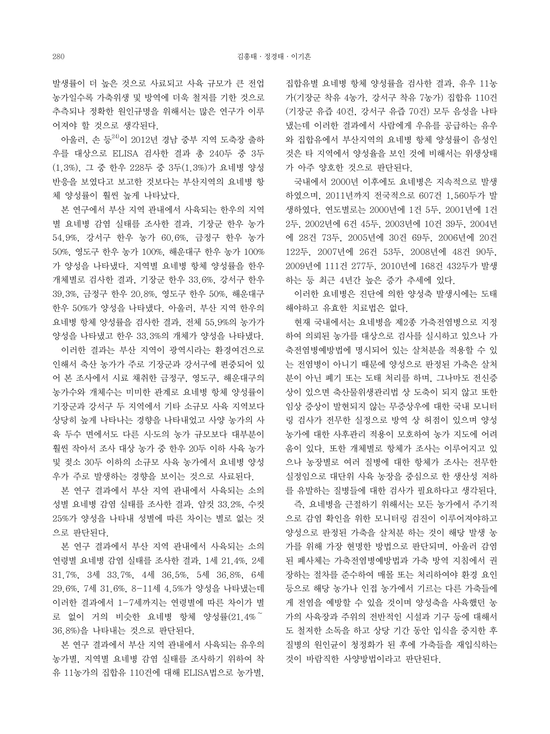발생률이 더 높은 것으로 사료되고 사육 규모가 큰 전업 농가일수록 가축위생 및 방역에 더욱 철저를 기한 것으로 추측되나 정확한 원인규명을 위해서는 많은 연구가 이루어져야 할 것으로 생각된다.

아울러, 손 등[24]이 2012년 경남 중부 지역 도축장 출하우를 대상으로 ELISA 검사한 결과 총 240두 중 3두(1.3%), 그 중 한우 228두 중 3두(1.3%)가 요네병 양성 반응을 보였다고 보고한 것보다는 부산지역의 요네병 항체 양성률이 훨씬 높게 나타났다.

본 연구에서 부산 지역 관내에서 사육되는 한우의 지역별 요네병 감염 실태를 조사한 결과, 기장군 한우 농가 54.9%, 강서구 한우 농가 60.6%, 금정구 한우 농가 50%, 영도구 한우 농가 100%, 해운대구 한우 농가 100%가 양성을 나타냈다. 지역별 요네병 항체 양성률을 한우 개체별로 검사한 결과, 기장군 한우 33.6%, 강서구 한우 39.3%, 금정구 한우 20.8%, 영도구 한우 50%, 해운대구 한우 50%가 양성을 나타냈다. 아울러, 부산 지역 한우의 요네병 항체 양성률을 검사한 결과, 전체 55.9%의 농가가 양성을 나타냈고 한우 33.3%의 개체가 양성을 나타냈다.

이러한 결과는 부산 지역이 광역시라는 환경여건으로 인해서 축산 농가가 주로 기장군과 강서구에 편중되어 있어 본 조사에서 시료 채취한 금정구, 영도구, 해운대구의 농가수와 개체수는 미미한 관계로 요네병 항체 양성률이 기장군과 강서구 두 지역에서 기타 소규모 사육 지역보다 상당히 높게 나타나는 경향을 나타내었고 사양 농가의 사육 두수 면에서도 다른 시·도의 농가 규모보다 대부분이 훨씬 작아서 조사 대상 농가 중 한우 20두 이하 사육 농가 및 젖소 30두 이하의 소규모 사육 농가에서 요네병 양성우가 주로 발생하는 경향을 보이는 것으로 사료된다.

본 연구 결과에서 부산 지역 관내에서 사육되는 소의 성별 요네병 감염 실태를 조사한 결과, 암컷 33.2%, 수컷 25%가 양성을 나타내 성별에 따른 차이는 별로 없는 것으로 판단된다.

본 연구 결과에서 부산 지역 관내에서 사육되는 소의 연령별 요네병 감염 실태를 조사한 결과, 1세 21.4%, 2세 31.7%, 3세 33.7%, 4세 36.5%, 5세 36.8%, 6세 29.6%, 7세 31.6%, 8-11세 4.5%가 양성을 나타냈는데 이러한 결과에서 1-7세까지는 연령별에 따른 차이가 별로 없이 거의 비슷한 요네병 항체 양성률(21.4%~36.8%)을 나타내는 것으로 판단된다.

본 연구 결과에서 부산 지역 관내에서 사육되는 유우의 농가별, 지역별 요네병 감염 실태를 조사하기 위하여 착유 11농가의 집합유 110건에 대해 ELISA법으로 농가별, 집합유별 요네병 항체 양성률을 검사한 결과, 유우 11농가(기장군 착유 4농가, 강서구 착유 7농가) 집합유 110건(기장군 유즙 40건, 강서구 유즙 70건) 모두 음성을 나타냈는데 이러한 결과에서 사람에게 우유를 공급하는 유우와 집합유에서 부산지역의 요네병 항체 양성률이 음성인 것은 타 지역에서 양성율을 보인 것에 비해서는 위생상태가 아주 양호한 것으로 판단된다.

국내에서 2000년 이후에도 요네병은 지속적으로 발생하였으며, 2011년까지 전국적으로 607건 1,560두가 발생하였다. 연도별로는 2000년에 1건 5두, 2001년에 1건 2두, 2002년에 6건 45두, 2003년에 10건 39두, 2004년에 28건 73두, 2005년에 30건 69두, 2006년에 20건 122두, 2007년에 26건 53두, 2008년에 48건 90두, 2009년에 111건 277두, 2010년에 168건 432두가 발생하는 등 최근 4년간 높은 증가 추세에 있다.

이러한 요네병은 진단에 의한 양성축 발생시에는 도태해야하고 유효한 치료법은 없다.

현재 국내에서는 요네병을 제2종 가축전염병으로 지정하여 의뢰된 농가를 대상으로 검사를 실시하고 있으나 가축전염병예방법에 명시되어 있는 살처분을 적용할 수 있는 전염병이 아니기 때문에 양성으로 판정된 가축은 살처분이 아닌 폐기 또는 도태 처리를 하며, 그나마도 전신증상이 있으면 축산물위생관리법 상 도축이 되지 않고 또한 임상 증상이 발현되지 않는 무증상우에 대한 국내 모니터링 검사가 전무한 실정으로 방역 상 허점이 있으며 양성 농가에 대한 사후관리 적용이 모호하여 농가 지도에 어려움이 있다. 또한 개체별로 항체가 조사는 이루어지고 있으나 농장별로 여러 질병에 대한 항체가 조사는 전무한 실정임으로 대단위 사육 농장을 중심으로 한 생산성 저하를 유발하는 질병들에 대한 검사가 필요하다고 생각된다.

즉, 요네병을 근절하기 위해서는 모든 농가에서 주기적으로 감염 확인을 위한 모니터링 검진이 이루어져야하고 양성으로 판정된 가축을 살처분 하는 것이 해당 발생 농가를 위해 가장 현명한 방법으로 판단되며, 아울러 감염된 폐사체는 가축전염병예방법과 가축 방역 지침에서 권장하는 절차를 준수하여 매몰 또는 처리하여야 환경 요인 등으로 해당 농가나 인접 농가에서 기르는 다른 가축들에게 전염을 예방할 수 있을 것이며 양성축을 사육했던 농가의 사육장과 주위의 전반적인 시설과 기구 등에 대해서도 철저한 소독을 하고 상당 기간 동안 입식을 중지한 후 질병의 원인균이 청정화가 된 후에 가축들을 재입식하는 것이 바람직한 사양방법이라고 판단된다.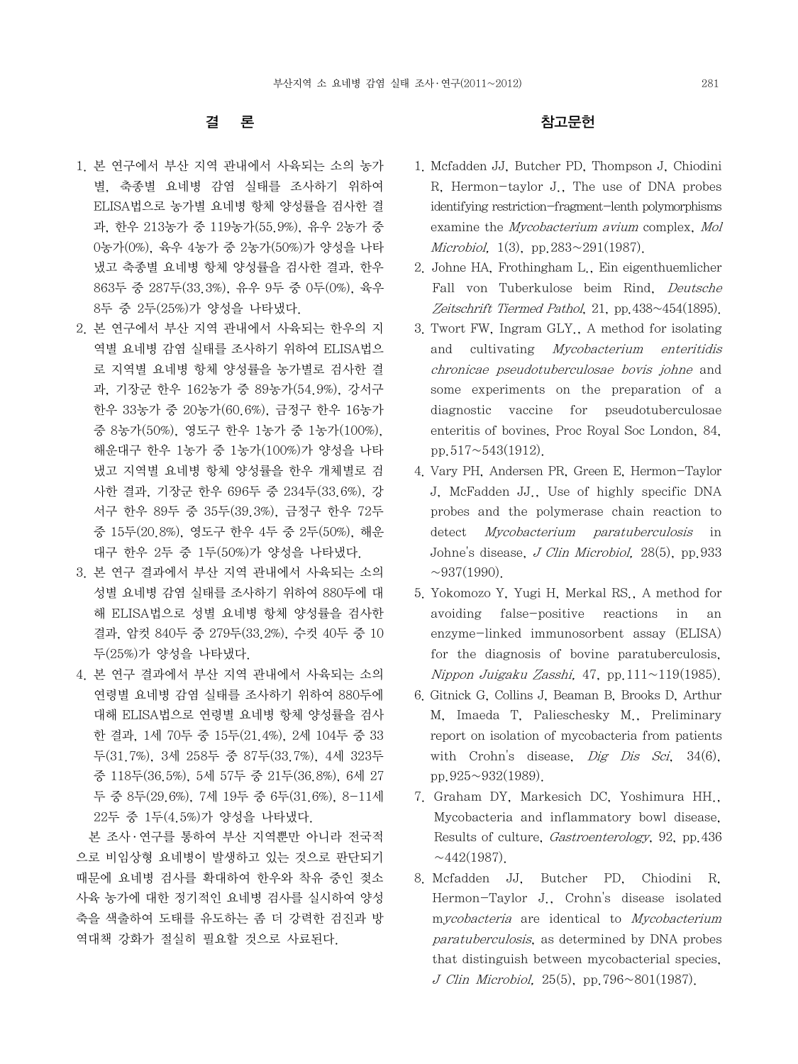## 결 론

1. 본 연구에서 부산 지역 관내에서 사육되는 소의 농가별, 축종별 요네병 감염 실태를 조사하기 위하여 ELISA법으로 농가별 요네병 항체 양성률을 검사한 결과, 한우 213농가 중 119농가(55.9%), 유우 2농가 중 0농가(0%), 육우 4농가 중 2농가(50%)가 양성을 나타냈고 축종별 요네병 항체 양성률을 검사한 결과, 한우 863두 중 287두(33.3%), 유우 9두 중 0두(0%), 육우 8두 중 2두(25%)가 양성을 나타냈다.
2. 본 연구에서 부산 지역 관내에서 사육되는 한우의 지역별 요네병 감염 실태를 조사하기 위하여 ELISA법으로 지역별 요네병 항체 양성률을 농가별로 검사한 결과, 기장군 한우 162농가 중 89농가(54.9%), 강서구 한우 33농가 중 20농가(60.6%), 금정구 한우 16농가 중 8농가(50%), 영도구 한우 1농가 중 1농가(100%), 해운대구 한우 1농가 중 1농가(100%)가 양성을 나타냈고 지역별 요네병 항체 양성률을 한우 개체별로 검사한 결과, 기장군 한우 696두 중 234두(33.6%), 강서구 한우 89두 중 35두(39.3%), 금정구 한우 72두 중 15두(20.8%), 영도구 한우 4두 중 2두(50%), 해운대구 한우 2두 중 1두(50%)가 양성을 나타냈다.
3. 본 연구 결과에서 부산 지역 관내에서 사육되는 소의 성별 요네병 감염 실태를 조사하기 위하여 880두에 대해 ELISA법으로 성별 요네병 항체 양성률을 검사한 결과, 암컷 840두 중 279두(33.2%), 수컷 40두 중 10두(25%)가 양성을 나타냈다.
4. 본 연구 결과에서 부산 지역 관내에서 사육되는 소의 연령별 요네병 감염 실태를 조사하기 위하여 880두에 대해 ELISA법으로 연령별 요네병 항체 양성률을 검사한 결과, 1세 70두 중 15두(21.4%), 2세 104두 중 33두(31.7%), 3세 258두 중 87두(33.7%), 4세 323두 중 118두(36.5%), 5세 57두 중 21두(36.8%), 6세 27두 중 8두(29.6%), 7세 19두 중 6두(31.6%), 8-11세 22두 중 1두(4.5%)가 양성을 나타냈다.

본 조사·연구를 통하여 부산 지역뿐만 아니라 전국적으로 비임상형 요네병이 발생하고 있는 것으로 판단되기 때문에 요네병 검사를 확대하여 한우와 착유 중인 젖소 사육 농가에 대한 정기적인 요네병 검사를 실시하여 양성축을 색출하여 도태를 유도하는 좀 더 강력한 검진과 방역대책 강화가 절실히 필요할 것으로 사료된다.

## 참고문헌

1. Mcfadden JJ, Butcher PD, Thompson J, Chiodini R, Hermon-taylor J., The use of DNA probes identifying restriction-fragment-lenth polymorphisms examine the *Mycobacterium avium* complex, *Mol Microbiol,* 1(3), pp.283~291(1987).
2. Johne HA, Frothingham L., Ein eigenthuemlicher Fall von Tuberkulose beim Rind, *Deutsche Zeitschrift Tiermed Pathol*, 21, pp.438~454(1895).
3. Twort FW, Ingram GLY., A method for isolating and cultivating *Mycobacterium enteritidis chronicae pseudotuberculosae bovis johne* and some experiments on the preparation of a diagnostic vaccine for pseudotuberculosae enteritis of bovines, Proc Royal Soc London, 84, pp.517~543(1912).
4. Vary PH, Andersen PR, Green E, Hermon-Taylor J, McFadden JJ., Use of highly specific DNA probes and the polymerase chain reaction to detect *Mycobacterium paratuberculosis* in Johne's disease, *J Clin Microbiol,* 28(5), pp.933~937(1990).
5. Yokomozo Y, Yugi H, Merkal RS., A method for avoiding false-positive reactions in an enzyme-linked immunosorbent assay (ELISA) for the diagnosis of bovine paratuberculosis, *Nippon Juigaku Zasshi,* 47, pp.111~119(1985).
6. Gitnick G, Collins J, Beaman B, Brooks D, Arthur M, Imaeda T, Palieschesky M., Preliminary report on isolation of mycobacteria from patients with Crohn's disease, *Dig Dis Sci*, 34(6), pp.925~932(1989).
7. Graham DY, Markesich DC, Yoshimura HH., Mycobacteria and inflammatory bowl disease, Results of culture, *Gastroenterology*, 92, pp.436~442(1987).
8. Mcfadden JJ, Butcher PD, Chiodini R, Hermon-Taylor J., Crohn's disease isolated m*ycobacteria* are identical to *Mycobacterium paratuberculosis*, as determined by DNA probes that distinguish between mycobacterial species, *J Clin Microbiol,* 25(5), pp.796~801(1987).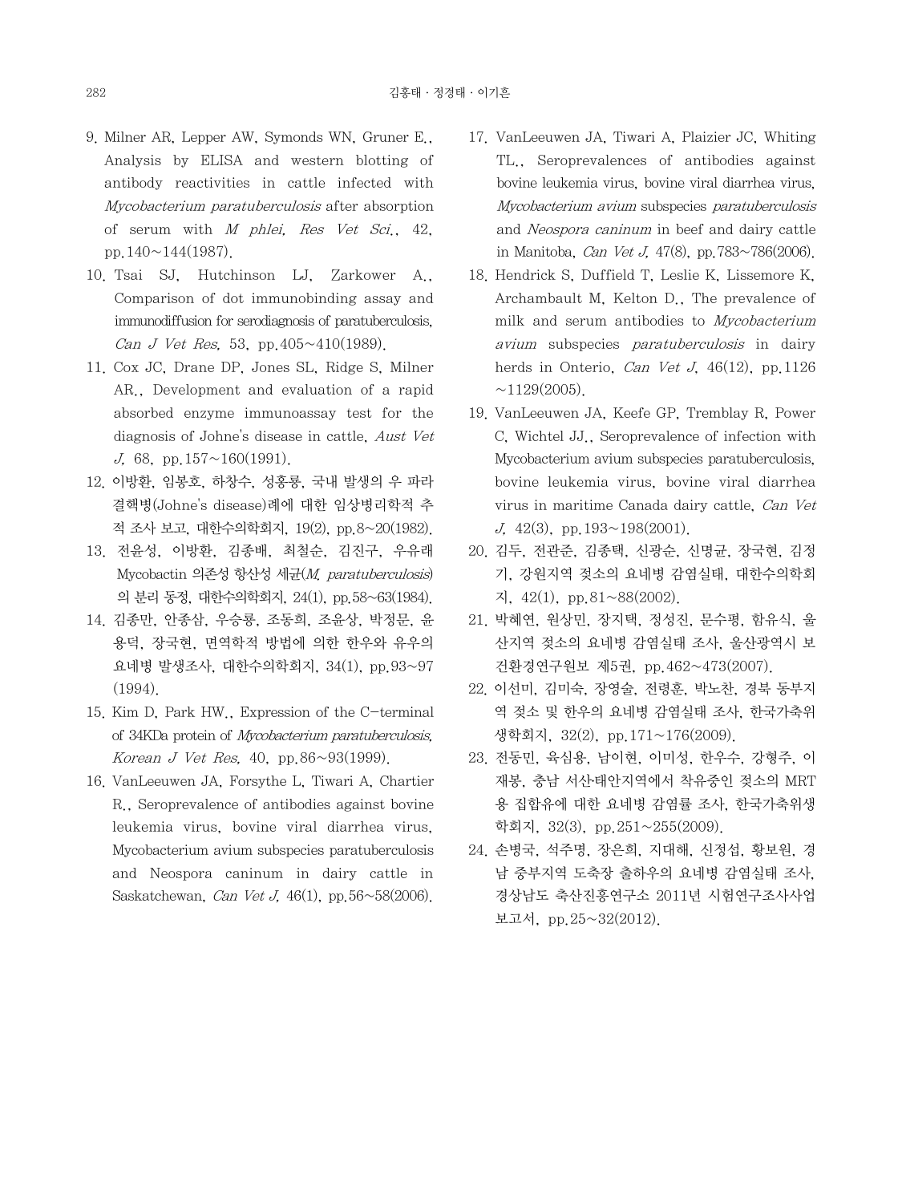9. Milner AR, Lepper AW, Symonds WN, Gruner E., Analysis by ELISA and western blotting of antibody reactivities in cattle infected with *Mycobacterium paratuberculosis* after absorption of serum with *M phlei*, *Res Vet Sci*., 42, pp.140~144(1987).
10. Tsai SJ, Hutchinson LJ, Zarkower A., Comparison of dot immunobinding assay and immunodiffusion for serodiagnosis of paratuberculosis, *Can J Vet Res*, 53, pp.405~410(1989).
11. Cox JC, Drane DP, Jones SL, Ridge S, Milner AR., Development and evaluation of a rapid absorbed enzyme immunoassay test for the diagnosis of Johne's disease in cattle, *Aust Vet J*, 68, pp.157~160(1991).
12. 이방환, 임봉호, 하창수, 성홍룡, 국내 발생의 우 파라결핵병(Johne's disease)례에 대한 임상병리학적 추적 조사 보고, 대한수의학회지, 19(2), pp.8~20(1982).
13. 전윤성, 이방환, 김종배, 최철순, 김진구, 우유래 Mycobactin 의존성 항산성 세균(*M. paratuberculosis*)의 분리 동정, 대한수의학회지, 24(1), pp.58~63(1984).
14. 김종만, 안종삼, 우승룡, 조동희, 조윤상, 박정문, 윤용덕, 장국현, 면역학적 방법에 의한 한우와 유우의 요네병 발생조사, 대한수의학회지, 34(1), pp.93~97 (1994).
15. Kim D, Park HW., Expression of the C-terminal of 34KDa protein of *Mycobacterium paratuberculosis*, *Korean J Vet Res*, 40, pp.86~93(1999).
16. VanLeeuwen JA, Forsythe L, Tiwari A, Chartier R., Seroprevalence of antibodies against bovine leukemia virus, bovine viral diarrhea virus, Mycobacterium avium subspecies paratuberculosis and Neospora caninum in dairy cattle in Saskatchewan, *Can Vet J*, 46(1), pp.56~58(2006).
17. VanLeeuwen JA, Tiwari A, Plaizier JC, Whiting TL., Seroprevalences of antibodies against bovine leukemia virus, bovine viral diarrhea virus, *Mycobacterium avium* subspecies *paratuberculosis* and *Neospora caninum* in beef and dairy cattle in Manitoba, *Can Vet J*, 47(8), pp.783~786(2006).
18. Hendrick S, Duffield T, Leslie K, Lissemore K, Archambault M, Kelton D., The prevalence of milk and serum antibodies to *Mycobacterium avium* subspecies *paratuberculosis* in dairy herds in Onterio, *Can Vet J*, 46(12), pp.1126 ~1129(2005).
19. VanLeeuwen JA, Keefe GP, Tremblay R, Power C, Wichtel JJ., Seroprevalence of infection with Mycobacterium avium subspecies paratuberculosis, bovine leukemia virus, bovine viral diarrhea virus in maritime Canada dairy cattle, *Can Vet J*, 42(3), pp.193~198(2001).
20. 김두, 전관준, 김종택, 신광순, 신명균, 장국현, 김정기, 강원지역 젖소의 요네병 감염실태, 대한수의학회지, 42(1), pp.81~88(2002).
21. 박혜연, 원상민, 장지택, 정성진, 문수평, 함유식, 울산지역 젖소의 요네병 감염실태 조사, 울산광역시 보건환경연구원보 제5권, pp.462~473(2007).
22. 이선미, 김미숙, 장영술, 전령훈, 박노찬, 경북 동부지역 젖소 및 한우의 요네병 감염실태 조사, 한국가축위생학회지, 32(2), pp.171~176(2009).
23. 전동민, 육심용, 남이현, 이미성, 한우수, 강형주, 이재봉, 충남 서산·태안지역에서 착유중인 젖소의 MRT용 집합유에 대한 요네병 감염률 조사, 한국가축위생학회지, 32(3), pp.251~255(2009).
24. 손병국, 석주명, 장은희, 지대해, 신정섭, 황보원, 경남 중부지역 도축장 출하우의 요네병 감염실태 조사, 경상남도 축산진흥연구소 2011년 시험연구조사사업 보고서, pp.25~32(2012).